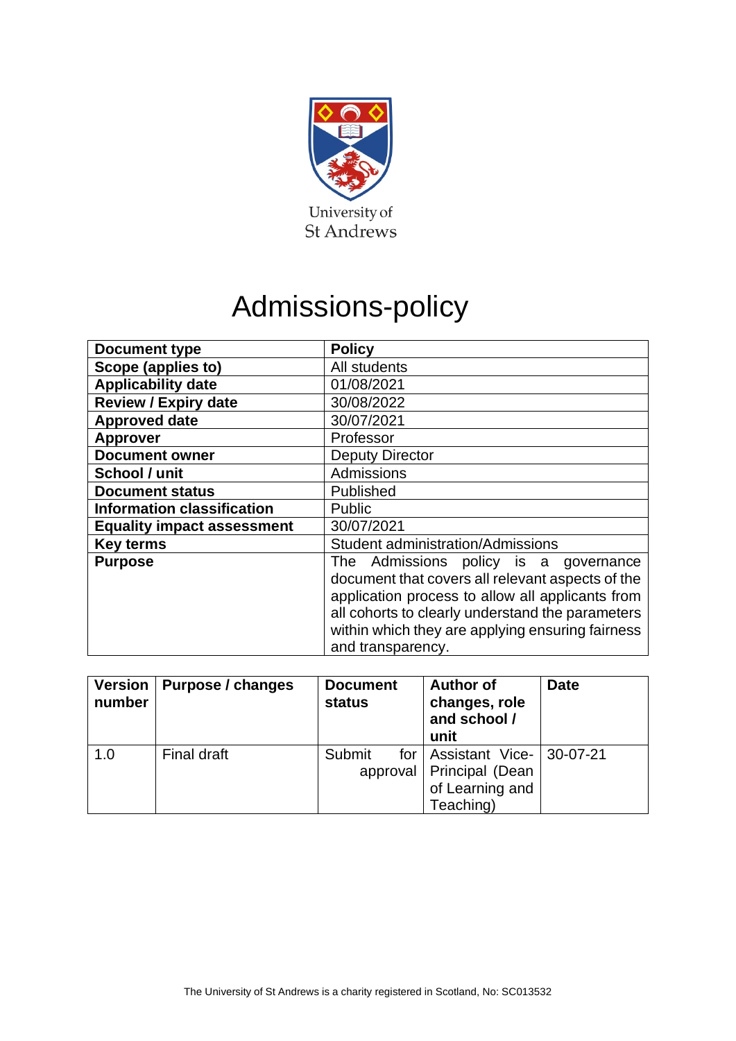University of
St Andrews

# Admissions-policy

| Document type | Policy |
| --- | --- |
| Scope (applies to) | All students |
| Applicability date | 01/08/2021 |
| Review / Expiry date | 30/08/2022 |
| Approved date | 30/07/2021 |
| Approver | Professor |
| Document owner | Deputy Director |
| School / unit | Admissions |
| Document status | Published |
| Information classification | Public |
| Equality impact assessment | 30/07/2021 |
| Key terms | Student administration/Admissions |
| Purpose | The Admissions policy is a governance document that covers all relevant aspects of the application process to allow all applicants from all cohorts to clearly understand the parameters within which they are applying ensuring fairness and transparency. |

| Version number | Purpose / changes | Document status | Author of changes, role and school / unit | Date |
| --- | --- | --- | --- | --- |
| 1.0 | Final draft | Submit for approval | Assistant Vice-Principal (Dean of Learning and Teaching) | 30-07-21 |

The University of St Andrews is a charity registered in Scotland, No: SC013532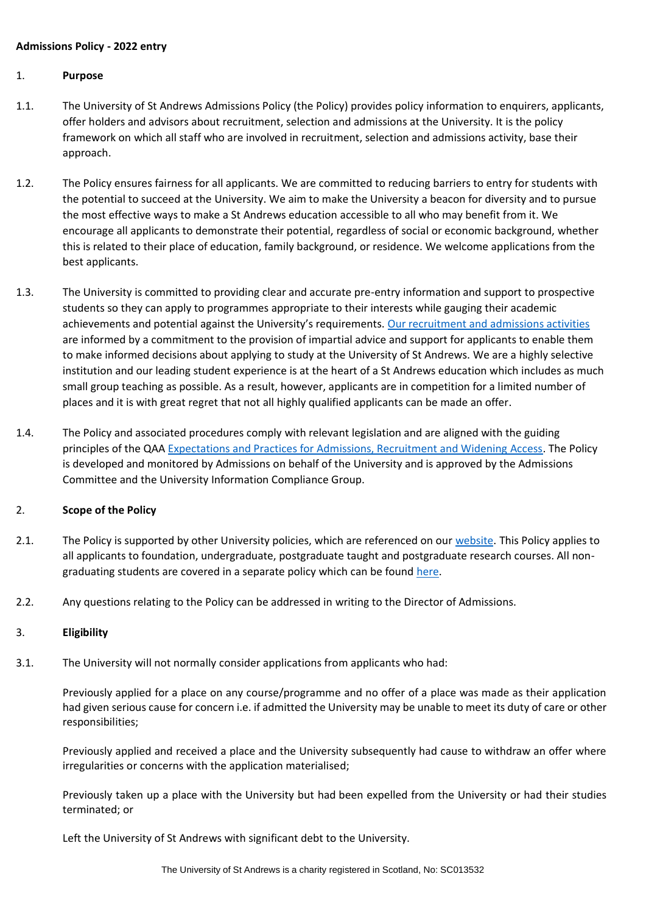**Admissions Policy - 2022 entry**

## 1. Purpose

1.1. The University of St Andrews Admissions Policy (the Policy) provides policy information to enquirers, applicants, offer holders and advisors about recruitment, selection and admissions at the University. It is the policy framework on which all staff who are involved in recruitment, selection and admissions activity, base their approach.

1.2. The Policy ensures fairness for all applicants. We are committed to reducing barriers to entry for students with the potential to succeed at the University. We aim to make the University a beacon for diversity and to pursue the most effective ways to make a St Andrews education accessible to all who may benefit from it. We encourage all applicants to demonstrate their potential, regardless of social or economic background, whether this is related to their place of education, family background, or residence. We welcome applications from the best applicants.

1.3. The University is committed to providing clear and accurate pre-entry information and support to prospective students so they can apply to programmes appropriate to their interests while gauging their academic achievements and potential against the University's requirements. Our recruitment and admissions activities are informed by a commitment to the provision of impartial advice and support for applicants to enable them to make informed decisions about applying to study at the University of St Andrews. We are a highly selective institution and our leading student experience is at the heart of a St Andrews education which includes as much small group teaching as possible. As a result, however, applicants are in competition for a limited number of places and it is with great regret that not all highly qualified applicants can be made an offer.

1.4. The Policy and associated procedures comply with relevant legislation and are aligned with the guiding principles of the QAA Expectations and Practices for Admissions, Recruitment and Widening Access. The Policy is developed and monitored by Admissions on behalf of the University and is approved by the Admissions Committee and the University Information Compliance Group.

## 2. Scope of the Policy

2.1. The Policy is supported by other University policies, which are referenced on our website. This Policy applies to all applicants to foundation, undergraduate, postgraduate taught and postgraduate research courses. All non-graduating students are covered in a separate policy which can be found here.

2.2. Any questions relating to the Policy can be addressed in writing to the Director of Admissions.

## 3. Eligibility

3.1. The University will not normally consider applications from applicants who had:

Previously applied for a place on any course/programme and no offer of a place was made as their application had given serious cause for concern i.e. if admitted the University may be unable to meet its duty of care or other responsibilities;

Previously applied and received a place and the University subsequently had cause to withdraw an offer where irregularities or concerns with the application materialised;

Previously taken up a place with the University but had been expelled from the University or had their studies terminated; or

Left the University of St Andrews with significant debt to the University.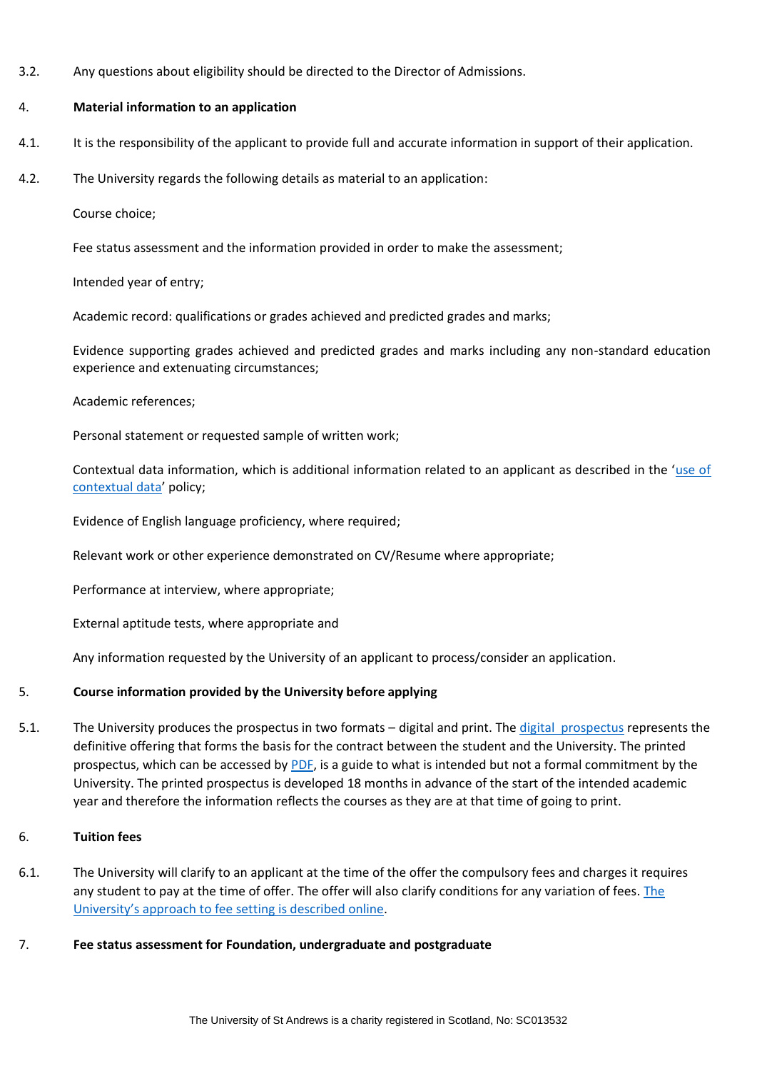3.2. Any questions about eligibility should be directed to the Director of Admissions.

## 4. Material information to an application

4.1. It is the responsibility of the applicant to provide full and accurate information in support of their application.

4.2. The University regards the following details as material to an application:

Course choice;

Fee status assessment and the information provided in order to make the assessment;

Intended year of entry;

Academic record: qualifications or grades achieved and predicted grades and marks;

Evidence supporting grades achieved and predicted grades and marks including any non-standard education experience and extenuating circumstances;

Academic references;

Personal statement or requested sample of written work;

Contextual data information, which is additional information related to an applicant as described in the 'use of contextual data' policy;

Evidence of English language proficiency, where required;

Relevant work or other experience demonstrated on CV/Resume where appropriate;

Performance at interview, where appropriate;

External aptitude tests, where appropriate and

Any information requested by the University of an applicant to process/consider an application.

## 5. Course information provided by the University before applying

5.1. The University produces the prospectus in two formats – digital and print. The digital prospectus represents the definitive offering that forms the basis for the contract between the student and the University. The printed prospectus, which can be accessed by PDF, is a guide to what is intended but not a formal commitment by the University. The printed prospectus is developed 18 months in advance of the start of the intended academic year and therefore the information reflects the courses as they are at that time of going to print.

## 6. Tuition fees

6.1. The University will clarify to an applicant at the time of the offer the compulsory fees and charges it requires any student to pay at the time of offer. The offer will also clarify conditions for any variation of fees. The University's approach to fee setting is described online.

## 7. Fee status assessment for Foundation, undergraduate and postgraduate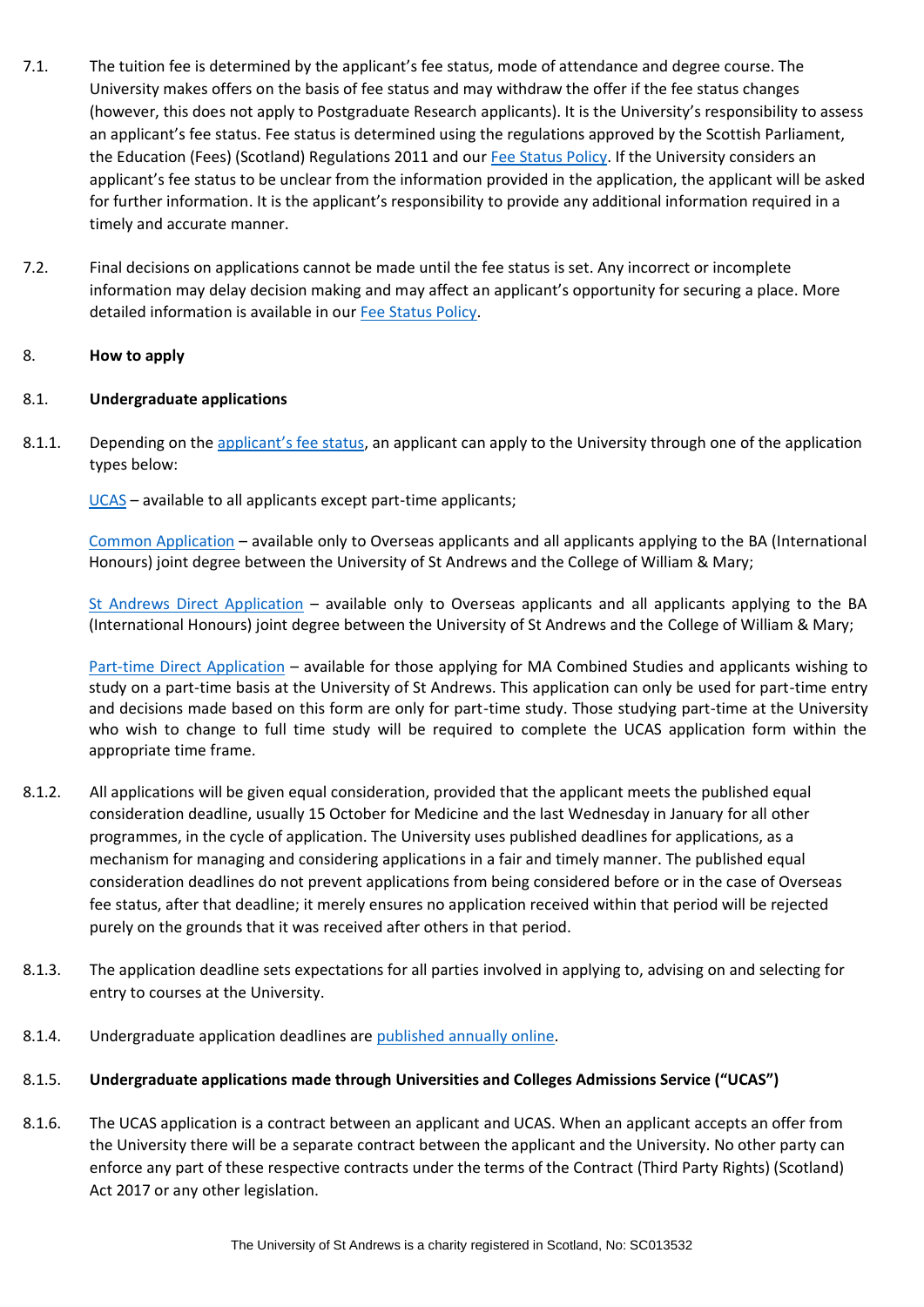7.1. The tuition fee is determined by the applicant's fee status, mode of attendance and degree course. The University makes offers on the basis of fee status and may withdraw the offer if the fee status changes (however, this does not apply to Postgraduate Research applicants). It is the University's responsibility to assess an applicant's fee status. Fee status is determined using the regulations approved by the Scottish Parliament, the Education (Fees) (Scotland) Regulations 2011 and our Fee Status Policy. If the University considers an applicant's fee status to be unclear from the information provided in the application, the applicant will be asked for further information. It is the applicant's responsibility to provide any additional information required in a timely and accurate manner.

7.2. Final decisions on applications cannot be made until the fee status is set. Any incorrect or incomplete information may delay decision making and may affect an applicant's opportunity for securing a place. More detailed information is available in our Fee Status Policy.

## 8. How to apply

### 8.1. Undergraduate applications

8.1.1. Depending on the applicant's fee status, an applicant can apply to the University through one of the application types below:

UCAS – available to all applicants except part-time applicants;

Common Application – available only to Overseas applicants and all applicants applying to the BA (International Honours) joint degree between the University of St Andrews and the College of William & Mary;

St Andrews Direct Application – available only to Overseas applicants and all applicants applying to the BA (International Honours) joint degree between the University of St Andrews and the College of William & Mary;

Part-time Direct Application – available for those applying for MA Combined Studies and applicants wishing to study on a part-time basis at the University of St Andrews. This application can only be used for part-time entry and decisions made based on this form are only for part-time study. Those studying part-time at the University who wish to change to full time study will be required to complete the UCAS application form within the appropriate time frame.

8.1.2. All applications will be given equal consideration, provided that the applicant meets the published equal consideration deadline, usually 15 October for Medicine and the last Wednesday in January for all other programmes, in the cycle of application. The University uses published deadlines for applications, as a mechanism for managing and considering applications in a fair and timely manner. The published equal consideration deadlines do not prevent applications from being considered before or in the case of Overseas fee status, after that deadline; it merely ensures no application received within that period will be rejected purely on the grounds that it was received after others in that period.

8.1.3. The application deadline sets expectations for all parties involved in applying to, advising on and selecting for entry to courses at the University.

8.1.4. Undergraduate application deadlines are published annually online.

#### 8.1.5. Undergraduate applications made through Universities and Colleges Admissions Service ("UCAS")

8.1.6. The UCAS application is a contract between an applicant and UCAS. When an applicant accepts an offer from the University there will be a separate contract between the applicant and the University. No other party can enforce any part of these respective contracts under the terms of the Contract (Third Party Rights) (Scotland) Act 2017 or any other legislation.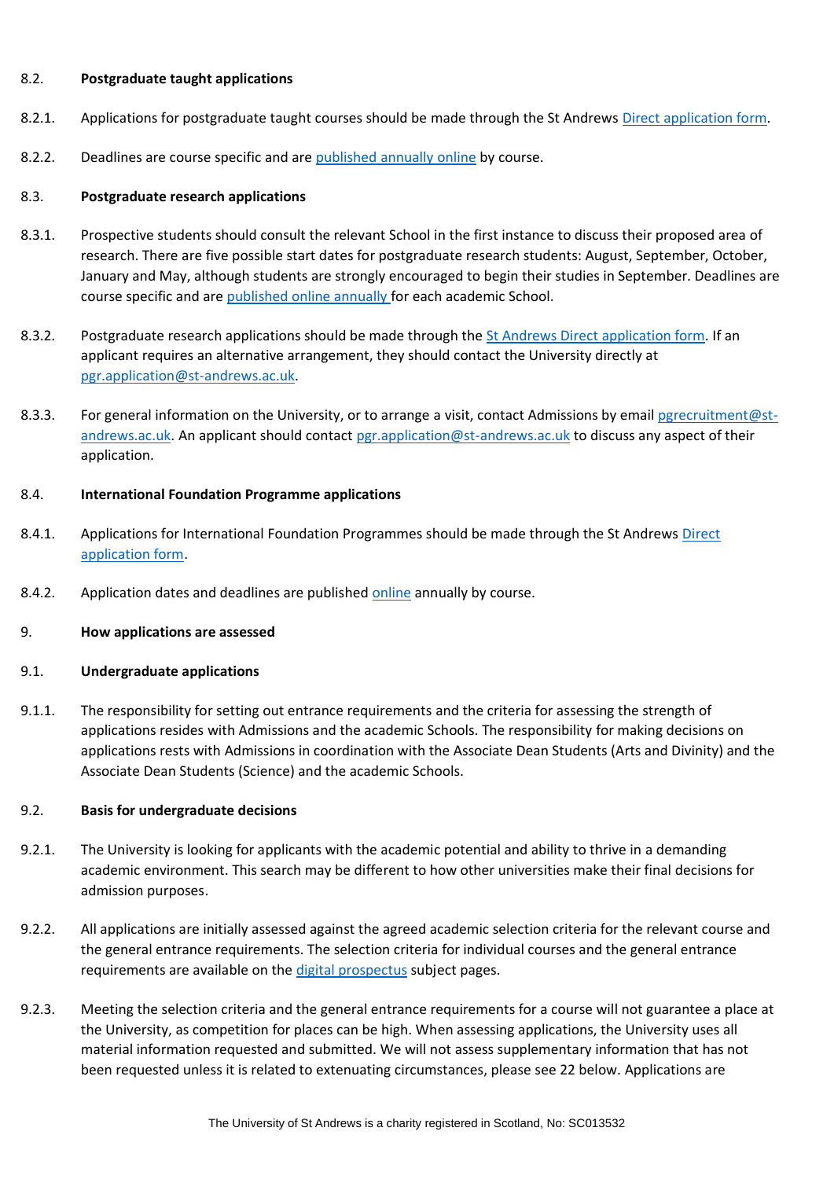## 8.2. Postgraduate taught applications

8.2.1. Applications for postgraduate taught courses should be made through the St Andrews Direct application form.

8.2.2. Deadlines are course specific and are published annually online by course.

## 8.3. Postgraduate research applications

8.3.1. Prospective students should consult the relevant School in the first instance to discuss their proposed area of research. There are five possible start dates for postgraduate research students: August, September, October, January and May, although students are strongly encouraged to begin their studies in September. Deadlines are course specific and are published online annually for each academic School.

8.3.2. Postgraduate research applications should be made through the St Andrews Direct application form. If an applicant requires an alternative arrangement, they should contact the University directly at pgr.application@st-andrews.ac.uk.

8.3.3. For general information on the University, or to arrange a visit, contact Admissions by email pgrecruitment@st-andrews.ac.uk. An applicant should contact pgr.application@st-andrews.ac.uk to discuss any aspect of their application.

## 8.4. International Foundation Programme applications

8.4.1. Applications for International Foundation Programmes should be made through the St Andrews Direct application form.

8.4.2. Application dates and deadlines are published online annually by course.

# 9. How applications are assessed

## 9.1. Undergraduate applications

9.1.1. The responsibility for setting out entrance requirements and the criteria for assessing the strength of applications resides with Admissions and the academic Schools. The responsibility for making decisions on applications rests with Admissions in coordination with the Associate Dean Students (Arts and Divinity) and the Associate Dean Students (Science) and the academic Schools.

## 9.2. Basis for undergraduate decisions

9.2.1. The University is looking for applicants with the academic potential and ability to thrive in a demanding academic environment. This search may be different to how other universities make their final decisions for admission purposes.

9.2.2. All applications are initially assessed against the agreed academic selection criteria for the relevant course and the general entrance requirements. The selection criteria for individual courses and the general entrance requirements are available on the digital prospectus subject pages.

9.2.3. Meeting the selection criteria and the general entrance requirements for a course will not guarantee a place at the University, as competition for places can be high. When assessing applications, the University uses all material information requested and submitted. We will not assess supplementary information that has not been requested unless it is related to extenuating circumstances, please see 22 below. Applications are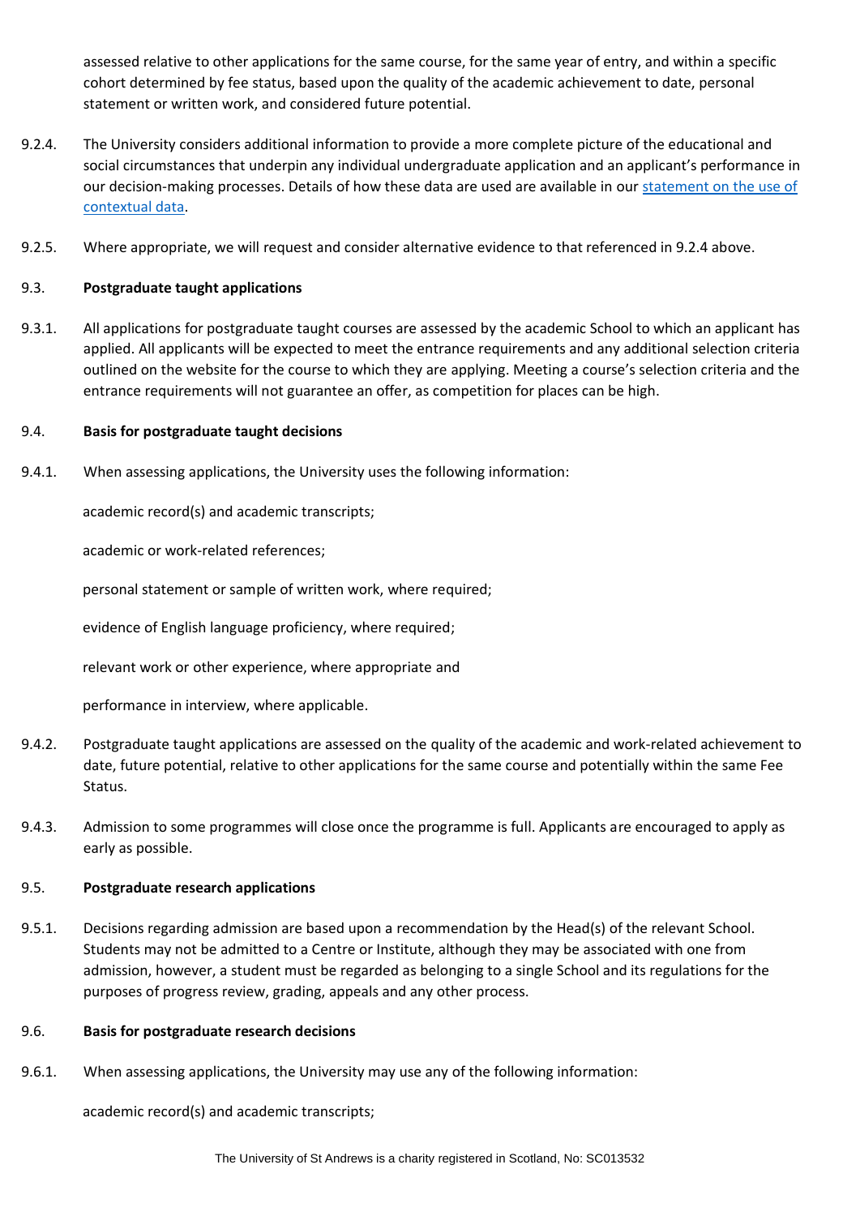assessed relative to other applications for the same course, for the same year of entry, and within a specific cohort determined by fee status, based upon the quality of the academic achievement to date, personal statement or written work, and considered future potential.

9.2.4. The University considers additional information to provide a more complete picture of the educational and social circumstances that underpin any individual undergraduate application and an applicant's performance in our decision-making processes. Details of how these data are used are available in our statement on the use of contextual data.

9.2.5. Where appropriate, we will request and consider alternative evidence to that referenced in 9.2.4 above.

### 9.3. Postgraduate taught applications

9.3.1. All applications for postgraduate taught courses are assessed by the academic School to which an applicant has applied. All applicants will be expected to meet the entrance requirements and any additional selection criteria outlined on the website for the course to which they are applying. Meeting a course's selection criteria and the entrance requirements will not guarantee an offer, as competition for places can be high.

### 9.4. Basis for postgraduate taught decisions

9.4.1. When assessing applications, the University uses the following information:

academic record(s) and academic transcripts;

academic or work-related references;

personal statement or sample of written work, where required;

evidence of English language proficiency, where required;

relevant work or other experience, where appropriate and

performance in interview, where applicable.

9.4.2. Postgraduate taught applications are assessed on the quality of the academic and work-related achievement to date, future potential, relative to other applications for the same course and potentially within the same Fee Status.

9.4.3. Admission to some programmes will close once the programme is full. Applicants are encouraged to apply as early as possible.

### 9.5. Postgraduate research applications

9.5.1. Decisions regarding admission are based upon a recommendation by the Head(s) of the relevant School. Students may not be admitted to a Centre or Institute, although they may be associated with one from admission, however, a student must be regarded as belonging to a single School and its regulations for the purposes of progress review, grading, appeals and any other process.

### 9.6. Basis for postgraduate research decisions

9.6.1. When assessing applications, the University may use any of the following information:

academic record(s) and academic transcripts;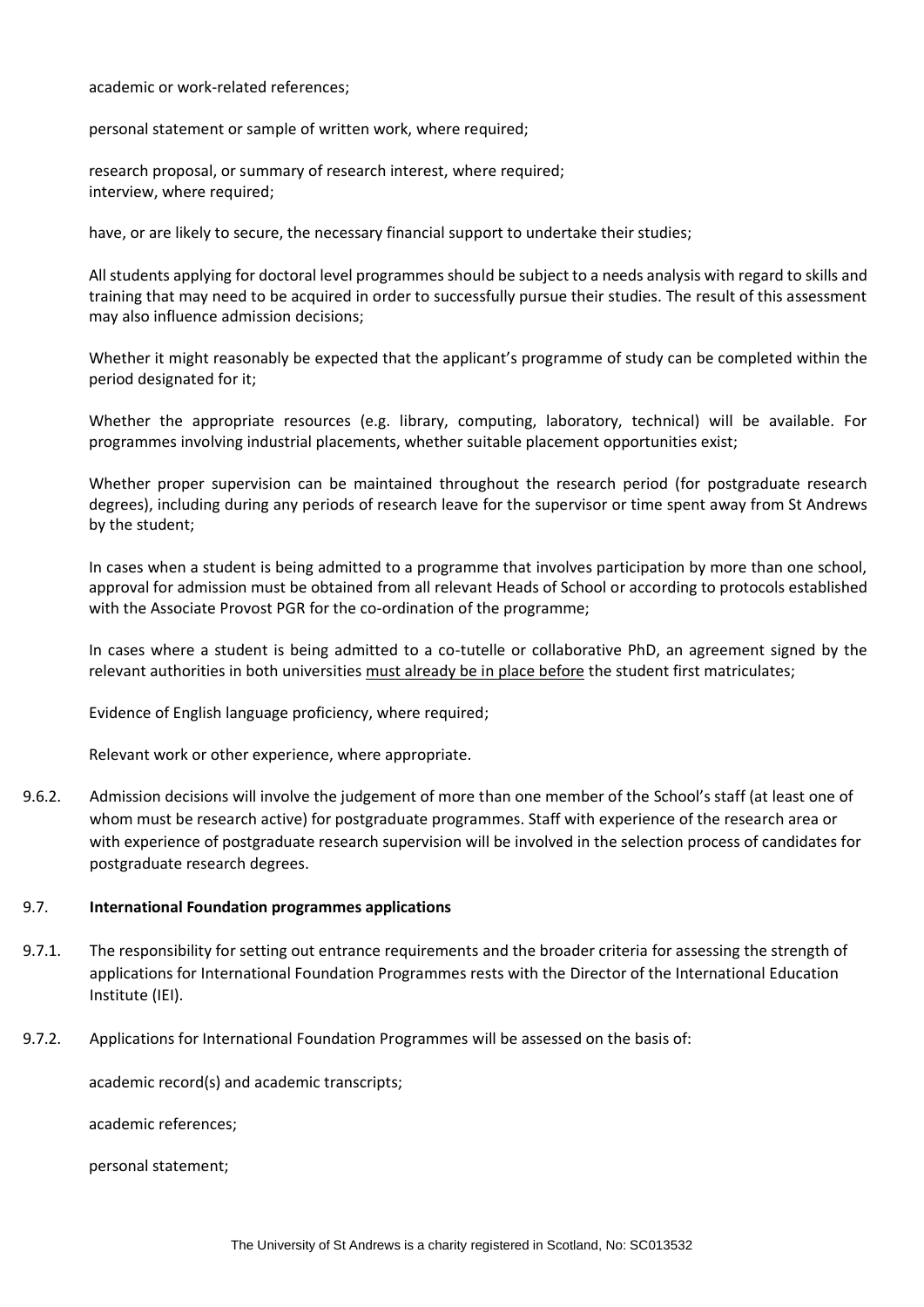academic or work-related references;

personal statement or sample of written work, where required;

research proposal, or summary of research interest, where required;
interview, where required;

have, or are likely to secure, the necessary financial support to undertake their studies;

All students applying for doctoral level programmes should be subject to a needs analysis with regard to skills and training that may need to be acquired in order to successfully pursue their studies. The result of this assessment may also influence admission decisions;

Whether it might reasonably be expected that the applicant's programme of study can be completed within the period designated for it;

Whether the appropriate resources (e.g. library, computing, laboratory, technical) will be available. For programmes involving industrial placements, whether suitable placement opportunities exist;

Whether proper supervision can be maintained throughout the research period (for postgraduate research degrees), including during any periods of research leave for the supervisor or time spent away from St Andrews by the student;

In cases when a student is being admitted to a programme that involves participation by more than one school, approval for admission must be obtained from all relevant Heads of School or according to protocols established with the Associate Provost PGR for the co-ordination of the programme;

In cases where a student is being admitted to a co-tutelle or collaborative PhD, an agreement signed by the relevant authorities in both universities must already be in place before the student first matriculates;

Evidence of English language proficiency, where required;

Relevant work or other experience, where appropriate.

9.6.2. Admission decisions will involve the judgement of more than one member of the School's staff (at least one of whom must be research active) for postgraduate programmes. Staff with experience of the research area or with experience of postgraduate research supervision will be involved in the selection process of candidates for postgraduate research degrees.

### 9.7. International Foundation programmes applications

9.7.1. The responsibility for setting out entrance requirements and the broader criteria for assessing the strength of applications for International Foundation Programmes rests with the Director of the International Education Institute (IEI).

9.7.2. Applications for International Foundation Programmes will be assessed on the basis of:

academic record(s) and academic transcripts;

academic references;

personal statement;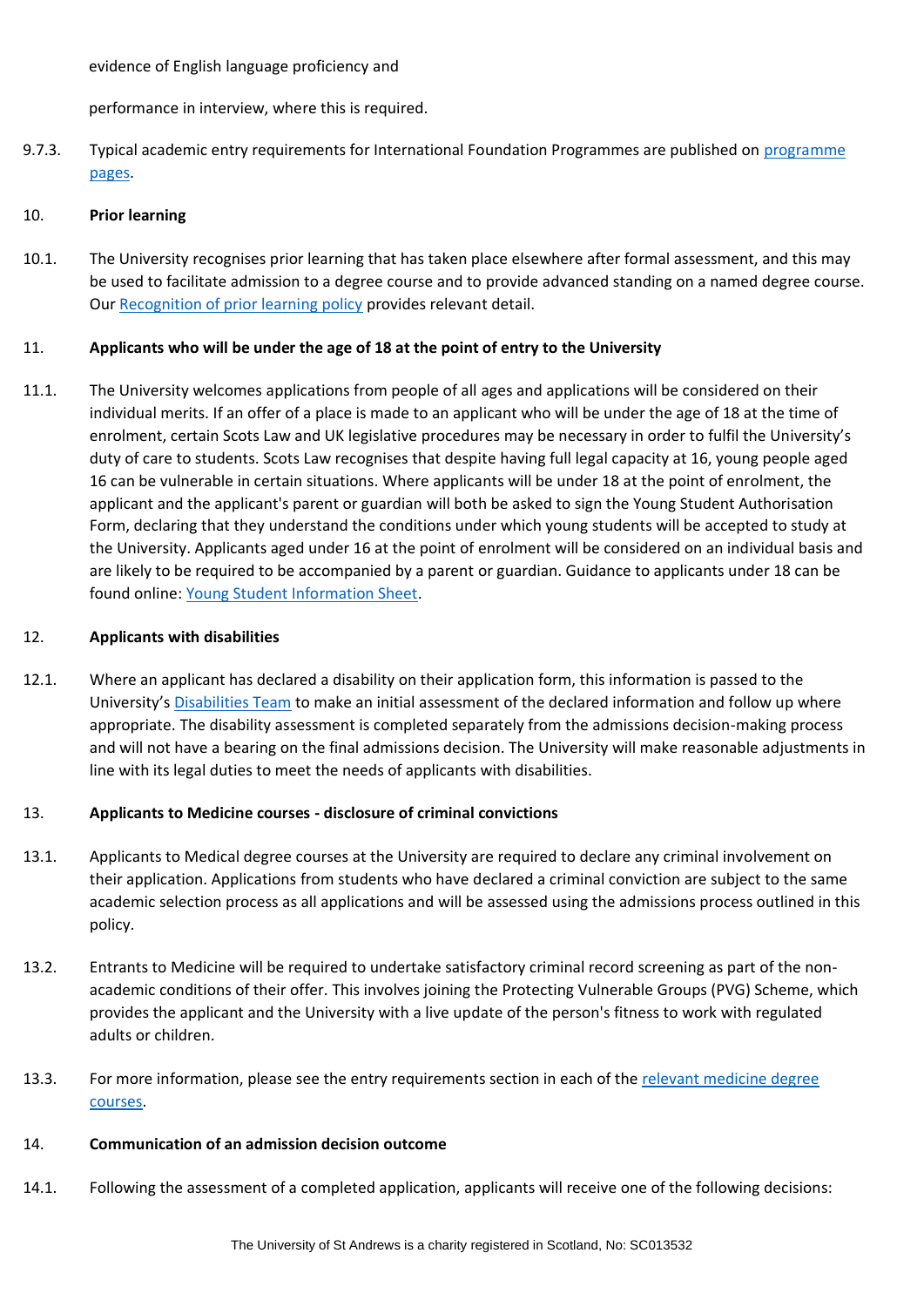evidence of English language proficiency and

performance in interview, where this is required.

9.7.3. Typical academic entry requirements for International Foundation Programmes are published on [programme pages](programme pages).

## 10. Prior learning

10.1. The University recognises prior learning that has taken place elsewhere after formal assessment, and this may be used to facilitate admission to a degree course and to provide advanced standing on a named degree course. Our [Recognition of prior learning policy](Recognition of prior learning policy) provides relevant detail.

## 11. Applicants who will be under the age of 18 at the point of entry to the University

11.1. The University welcomes applications from people of all ages and applications will be considered on their individual merits. If an offer of a place is made to an applicant who will be under the age of 18 at the time of enrolment, certain Scots Law and UK legislative procedures may be necessary in order to fulfil the University's duty of care to students. Scots Law recognises that despite having full legal capacity at 16, young people aged 16 can be vulnerable in certain situations. Where applicants will be under 18 at the point of enrolment, the applicant and the applicant's parent or guardian will both be asked to sign the Young Student Authorisation Form, declaring that they understand the conditions under which young students will be accepted to study at the University. Applicants aged under 16 at the point of enrolment will be considered on an individual basis and are likely to be required to be accompanied by a parent or guardian. Guidance to applicants under 18 can be found online: [Young Student Information Sheet](Young Student Information Sheet).

## 12. Applicants with disabilities

12.1. Where an applicant has declared a disability on their application form, this information is passed to the University's [Disabilities Team](Disabilities Team) to make an initial assessment of the declared information and follow up where appropriate. The disability assessment is completed separately from the admissions decision-making process and will not have a bearing on the final admissions decision. The University will make reasonable adjustments in line with its legal duties to meet the needs of applicants with disabilities.

## 13. Applicants to Medicine courses - disclosure of criminal convictions

13.1. Applicants to Medical degree courses at the University are required to declare any criminal involvement on their application. Applications from students who have declared a criminal conviction are subject to the same academic selection process as all applications and will be assessed using the admissions process outlined in this policy.

13.2. Entrants to Medicine will be required to undertake satisfactory criminal record screening as part of the non-academic conditions of their offer. This involves joining the Protecting Vulnerable Groups (PVG) Scheme, which provides the applicant and the University with a live update of the person's fitness to work with regulated adults or children.

13.3. For more information, please see the entry requirements section in each of the [relevant medicine degree courses](relevant medicine degree courses).

## 14. Communication of an admission decision outcome

14.1. Following the assessment of a completed application, applicants will receive one of the following decisions: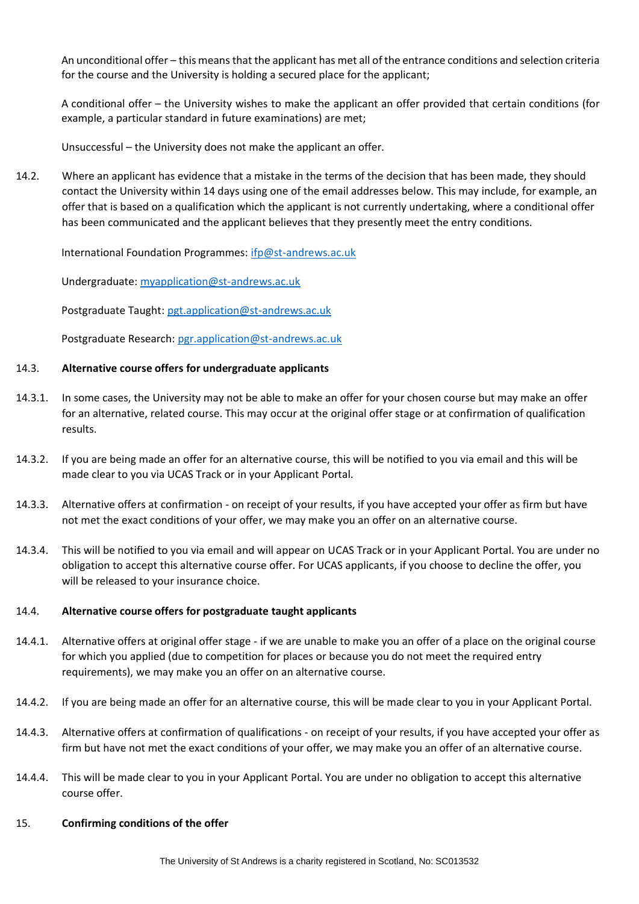An unconditional offer – this means that the applicant has met all of the entrance conditions and selection criteria for the course and the University is holding a secured place for the applicant;

A conditional offer – the University wishes to make the applicant an offer provided that certain conditions (for example, a particular standard in future examinations) are met;

Unsuccessful – the University does not make the applicant an offer.

14.2. Where an applicant has evidence that a mistake in the terms of the decision that has been made, they should contact the University within 14 days using one of the email addresses below. This may include, for example, an offer that is based on a qualification which the applicant is not currently undertaking, where a conditional offer has been communicated and the applicant believes that they presently meet the entry conditions.

International Foundation Programmes: ifp@st-andrews.ac.uk

Undergraduate: myapplication@st-andrews.ac.uk

Postgraduate Taught: pgt.application@st-andrews.ac.uk

Postgraduate Research: pgr.application@st-andrews.ac.uk

### 14.3. Alternative course offers for undergraduate applicants

14.3.1. In some cases, the University may not be able to make an offer for your chosen course but may make an offer for an alternative, related course. This may occur at the original offer stage or at confirmation of qualification results.

14.3.2. If you are being made an offer for an alternative course, this will be notified to you via email and this will be made clear to you via UCAS Track or in your Applicant Portal.

14.3.3. Alternative offers at confirmation - on receipt of your results, if you have accepted your offer as firm but have not met the exact conditions of your offer, we may make you an offer on an alternative course.

14.3.4. This will be notified to you via email and will appear on UCAS Track or in your Applicant Portal. You are under no obligation to accept this alternative course offer. For UCAS applicants, if you choose to decline the offer, you will be released to your insurance choice.

### 14.4. Alternative course offers for postgraduate taught applicants

14.4.1. Alternative offers at original offer stage - if we are unable to make you an offer of a place on the original course for which you applied (due to competition for places or because you do not meet the required entry requirements), we may make you an offer on an alternative course.

14.4.2. If you are being made an offer for an alternative course, this will be made clear to you in your Applicant Portal.

14.4.3. Alternative offers at confirmation of qualifications - on receipt of your results, if you have accepted your offer as firm but have not met the exact conditions of your offer, we may make you an offer of an alternative course.

14.4.4. This will be made clear to you in your Applicant Portal. You are under no obligation to accept this alternative course offer.

## 15. Confirming conditions of the offer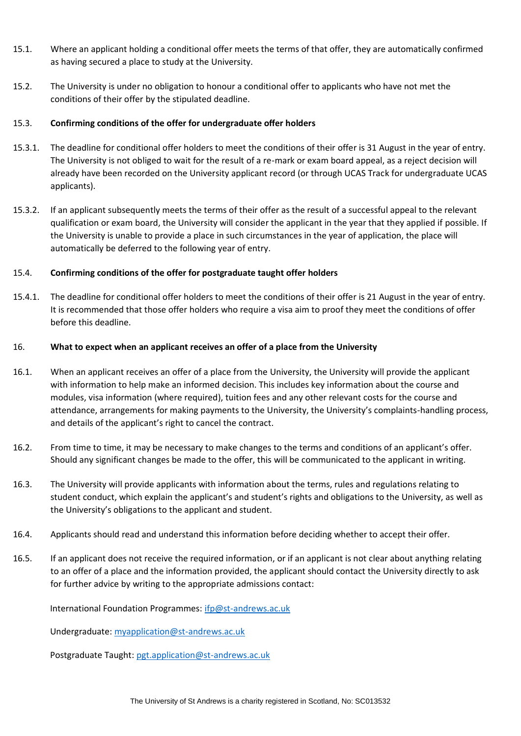15.1. Where an applicant holding a conditional offer meets the terms of that offer, they are automatically confirmed as having secured a place to study at the University.

15.2. The University is under no obligation to honour a conditional offer to applicants who have not met the conditions of their offer by the stipulated deadline.

15.3. **Confirming conditions of the offer for undergraduate offer holders**

15.3.1. The deadline for conditional offer holders to meet the conditions of their offer is 31 August in the year of entry. The University is not obliged to wait for the result of a re-mark or exam board appeal, as a reject decision will already have been recorded on the University applicant record (or through UCAS Track for undergraduate UCAS applicants).

15.3.2. If an applicant subsequently meets the terms of their offer as the result of a successful appeal to the relevant qualification or exam board, the University will consider the applicant in the year that they applied if possible. If the University is unable to provide a place in such circumstances in the year of application, the place will automatically be deferred to the following year of entry.

15.4. **Confirming conditions of the offer for postgraduate taught offer holders**

15.4.1. The deadline for conditional offer holders to meet the conditions of their offer is 21 August in the year of entry. It is recommended that those offer holders who require a visa aim to proof they meet the conditions of offer before this deadline.

## 16. What to expect when an applicant receives an offer of a place from the University

16.1. When an applicant receives an offer of a place from the University, the University will provide the applicant with information to help make an informed decision. This includes key information about the course and modules, visa information (where required), tuition fees and any other relevant costs for the course and attendance, arrangements for making payments to the University, the University's complaints-handling process, and details of the applicant's right to cancel the contract.

16.2. From time to time, it may be necessary to make changes to the terms and conditions of an applicant's offer. Should any significant changes be made to the offer, this will be communicated to the applicant in writing.

16.3. The University will provide applicants with information about the terms, rules and regulations relating to student conduct, which explain the applicant's and student's rights and obligations to the University, as well as the University's obligations to the applicant and student.

16.4. Applicants should read and understand this information before deciding whether to accept their offer.

16.5. If an applicant does not receive the required information, or if an applicant is not clear about anything relating to an offer of a place and the information provided, the applicant should contact the University directly to ask for further advice by writing to the appropriate admissions contact:

International Foundation Programmes: ifp@st-andrews.ac.uk

Undergraduate: myapplication@st-andrews.ac.uk

Postgraduate Taught: pgt.application@st-andrews.ac.uk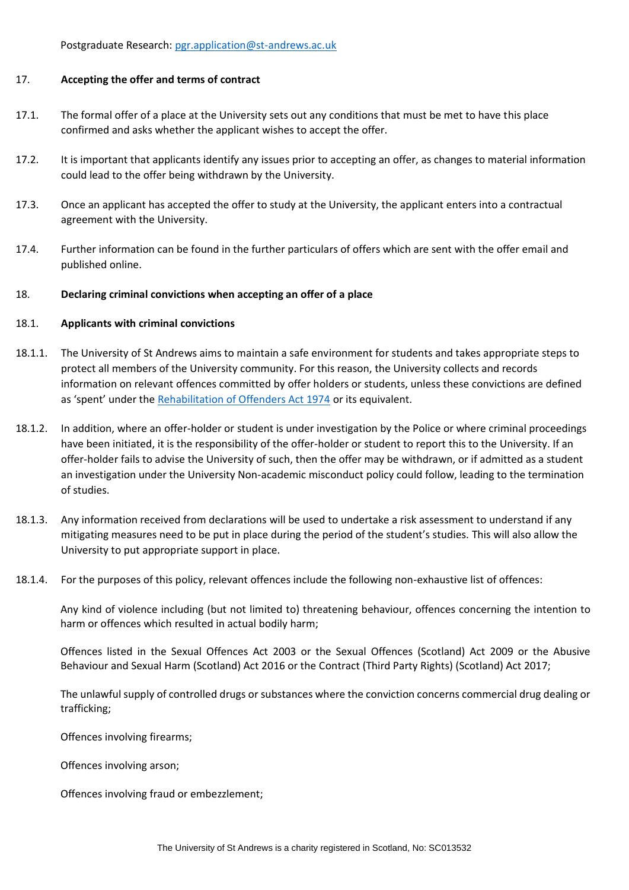Postgraduate Research: [pgr.application@st-andrews.ac.uk](mailto:pgr.application@st-andrews.ac.uk)

## 17. Accepting the offer and terms of contract

17.1. The formal offer of a place at the University sets out any conditions that must be met to have this place confirmed and asks whether the applicant wishes to accept the offer.

17.2. It is important that applicants identify any issues prior to accepting an offer, as changes to material information could lead to the offer being withdrawn by the University.

17.3. Once an applicant has accepted the offer to study at the University, the applicant enters into a contractual agreement with the University.

17.4. Further information can be found in the further particulars of offers which are sent with the offer email and published online.

## 18. Declaring criminal convictions when accepting an offer of a place

### 18.1. Applicants with criminal convictions

18.1.1. The University of St Andrews aims to maintain a safe environment for students and takes appropriate steps to protect all members of the University community. For this reason, the University collects and records information on relevant offences committed by offer holders or students, unless these convictions are defined as 'spent' under the [Rehabilitation of Offenders Act 1974](https://www.legislation.gov.uk/ukpga/1974/53) or its equivalent.

18.1.2. In addition, where an offer-holder or student is under investigation by the Police or where criminal proceedings have been initiated, it is the responsibility of the offer-holder or student to report this to the University. If an offer-holder fails to advise the University of such, then the offer may be withdrawn, or if admitted as a student an investigation under the University Non-academic misconduct policy could follow, leading to the termination of studies.

18.1.3. Any information received from declarations will be used to undertake a risk assessment to understand if any mitigating measures need to be put in place during the period of the student's studies. This will also allow the University to put appropriate support in place.

18.1.4. For the purposes of this policy, relevant offences include the following non-exhaustive list of offences:

Any kind of violence including (but not limited to) threatening behaviour, offences concerning the intention to harm or offences which resulted in actual bodily harm;

Offences listed in the Sexual Offences Act 2003 or the Sexual Offences (Scotland) Act 2009 or the Abusive Behaviour and Sexual Harm (Scotland) Act 2016 or the Contract (Third Party Rights) (Scotland) Act 2017;

The unlawful supply of controlled drugs or substances where the conviction concerns commercial drug dealing or trafficking;

Offences involving firearms;

Offences involving arson;

Offences involving fraud or embezzlement;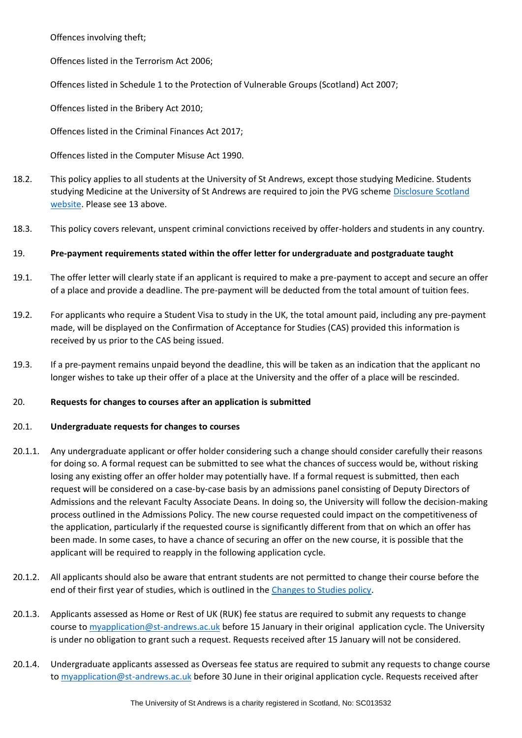Offences involving theft;

Offences listed in the Terrorism Act 2006;

Offences listed in Schedule 1 to the Protection of Vulnerable Groups (Scotland) Act 2007;

Offences listed in the Bribery Act 2010;

Offences listed in the Criminal Finances Act 2017;

Offences listed in the Computer Misuse Act 1990.

18.2. This policy applies to all students at the University of St Andrews, except those studying Medicine. Students studying Medicine at the University of St Andrews are required to join the PVG scheme [Disclosure Scotland website](). Please see 13 above.

18.3. This policy covers relevant, unspent criminal convictions received by offer-holders and students in any country.

**19. Pre-payment requirements stated within the offer letter for undergraduate and postgraduate taught**

19.1. The offer letter will clearly state if an applicant is required to make a pre-payment to accept and secure an offer of a place and provide a deadline. The pre-payment will be deducted from the total amount of tuition fees.

19.2. For applicants who require a Student Visa to study in the UK, the total amount paid, including any pre-payment made, will be displayed on the Confirmation of Acceptance for Studies (CAS) provided this information is received by us prior to the CAS being issued.

19.3. If a pre-payment remains unpaid beyond the deadline, this will be taken as an indication that the applicant no longer wishes to take up their offer of a place at the University and the offer of a place will be rescinded.

**20. Requests for changes to courses after an application is submitted**

**20.1. Undergraduate requests for changes to courses**

20.1.1. Any undergraduate applicant or offer holder considering such a change should consider carefully their reasons for doing so. A formal request can be submitted to see what the chances of success would be, without risking losing any existing offer an offer holder may potentially have. If a formal request is submitted, then each request will be considered on a case-by-case basis by an admissions panel consisting of Deputy Directors of Admissions and the relevant Faculty Associate Deans. In doing so, the University will follow the decision-making process outlined in the Admissions Policy. The new course requested could impact on the competitiveness of the application, particularly if the requested course is significantly different from that on which an offer has been made. In some cases, to have a chance of securing an offer on the new course, it is possible that the applicant will be required to reapply in the following application cycle.

20.1.2. All applicants should also be aware that entrant students are not permitted to change their course before the end of their first year of studies, which is outlined in the [Changes to Studies policy]().

20.1.3. Applicants assessed as Home or Rest of UK (RUK) fee status are required to submit any requests to change course to [myapplication@st-andrews.ac.uk](mailto:myapplication@st-andrews.ac.uk) before 15 January in their original application cycle. The University is under no obligation to grant such a request. Requests received after 15 January will not be considered.

20.1.4. Undergraduate applicants assessed as Overseas fee status are required to submit any requests to change course to [myapplication@st-andrews.ac.uk](mailto:myapplication@st-andrews.ac.uk) before 30 June in their original application cycle. Requests received after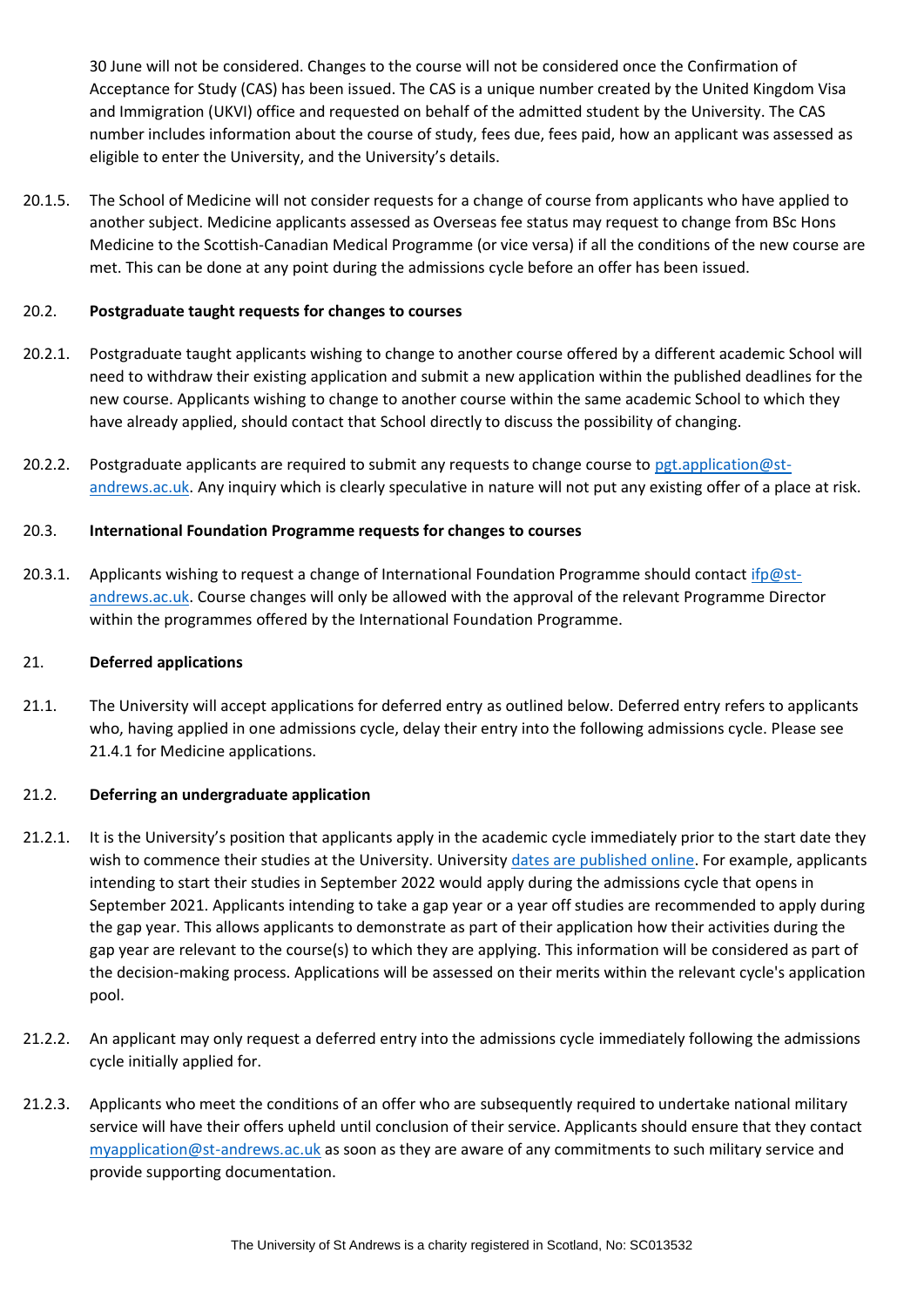30 June will not be considered. Changes to the course will not be considered once the Confirmation of Acceptance for Study (CAS) has been issued. The CAS is a unique number created by the United Kingdom Visa and Immigration (UKVI) office and requested on behalf of the admitted student by the University. The CAS number includes information about the course of study, fees due, fees paid, how an applicant was assessed as eligible to enter the University, and the University's details.

20.1.5. The School of Medicine will not consider requests for a change of course from applicants who have applied to another subject. Medicine applicants assessed as Overseas fee status may request to change from BSc Hons Medicine to the Scottish-Canadian Medical Programme (or vice versa) if all the conditions of the new course are met. This can be done at any point during the admissions cycle before an offer has been issued.

### 20.2. Postgraduate taught requests for changes to courses

20.2.1. Postgraduate taught applicants wishing to change to another course offered by a different academic School will need to withdraw their existing application and submit a new application within the published deadlines for the new course. Applicants wishing to change to another course within the same academic School to which they have already applied, should contact that School directly to discuss the possibility of changing.

20.2.2. Postgraduate applicants are required to submit any requests to change course to [pgt.application@st-andrews.ac.uk](mailto:pgt.application@st-andrews.ac.uk). Any inquiry which is clearly speculative in nature will not put any existing offer of a place at risk.

### 20.3. International Foundation Programme requests for changes to courses

20.3.1. Applicants wishing to request a change of International Foundation Programme should contact [ifp@st-andrews.ac.uk](mailto:ifp@st-andrews.ac.uk). Course changes will only be allowed with the approval of the relevant Programme Director within the programmes offered by the International Foundation Programme.

## 21. Deferred applications

21.1. The University will accept applications for deferred entry as outlined below. Deferred entry refers to applicants who, having applied in one admissions cycle, delay their entry into the following admissions cycle. Please see 21.4.1 for Medicine applications.

### 21.2. Deferring an undergraduate application

21.2.1. It is the University's position that applicants apply in the academic cycle immediately prior to the start date they wish to commence their studies at the University. University dates are published online. For example, applicants intending to start their studies in September 2022 would apply during the admissions cycle that opens in September 2021. Applicants intending to take a gap year or a year off studies are recommended to apply during the gap year. This allows applicants to demonstrate as part of their application how their activities during the gap year are relevant to the course(s) to which they are applying. This information will be considered as part of the decision-making process. Applications will be assessed on their merits within the relevant cycle's application pool.

21.2.2. An applicant may only request a deferred entry into the admissions cycle immediately following the admissions cycle initially applied for.

21.2.3. Applicants who meet the conditions of an offer who are subsequently required to undertake national military service will have their offers upheld until conclusion of their service. Applicants should ensure that they contact [myapplication@st-andrews.ac.uk](mailto:myapplication@st-andrews.ac.uk) as soon as they are aware of any commitments to such military service and provide supporting documentation.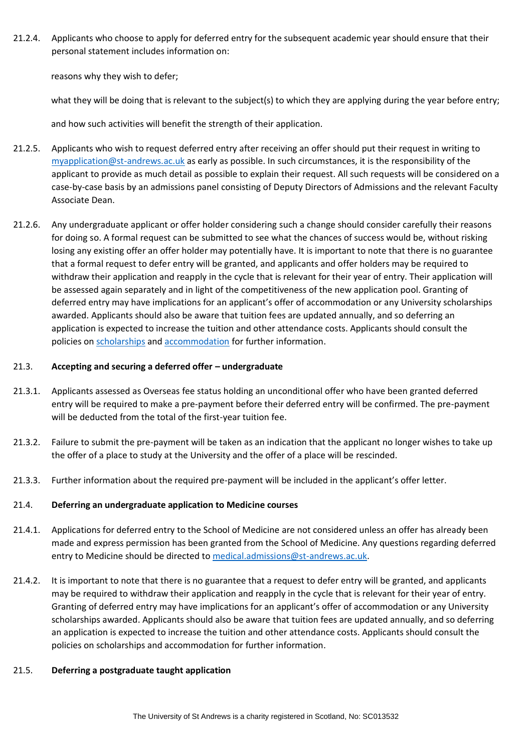21.2.4. Applicants who choose to apply for deferred entry for the subsequent academic year should ensure that their personal statement includes information on:

reasons why they wish to defer;

what they will be doing that is relevant to the subject(s) to which they are applying during the year before entry;

and how such activities will benefit the strength of their application.

21.2.5. Applicants who wish to request deferred entry after receiving an offer should put their request in writing to [myapplication@st-andrews.ac.uk](mailto:myapplication@st-andrews.ac.uk) as early as possible. In such circumstances, it is the responsibility of the applicant to provide as much detail as possible to explain their request. All such requests will be considered on a case-by-case basis by an admissions panel consisting of Deputy Directors of Admissions and the relevant Faculty Associate Dean.

21.2.6. Any undergraduate applicant or offer holder considering such a change should consider carefully their reasons for doing so. A formal request can be submitted to see what the chances of success would be, without risking losing any existing offer an offer holder may potentially have. It is important to note that there is no guarantee that a formal request to defer entry will be granted, and applicants and offer holders may be required to withdraw their application and reapply in the cycle that is relevant for their year of entry. Their application will be assessed again separately and in light of the competitiveness of the new application pool. Granting of deferred entry may have implications for an applicant's offer of accommodation or any University scholarships awarded. Applicants should also be aware that tuition fees are updated annually, and so deferring an application is expected to increase the tuition and other attendance costs. Applicants should consult the policies on scholarships and accommodation for further information.

### 21.3. Accepting and securing a deferred offer – undergraduate

21.3.1. Applicants assessed as Overseas fee status holding an unconditional offer who have been granted deferred entry will be required to make a pre-payment before their deferred entry will be confirmed. The pre-payment will be deducted from the total of the first-year tuition fee.

21.3.2. Failure to submit the pre-payment will be taken as an indication that the applicant no longer wishes to take up the offer of a place to study at the University and the offer of a place will be rescinded.

21.3.3. Further information about the required pre-payment will be included in the applicant's offer letter.

### 21.4. Deferring an undergraduate application to Medicine courses

21.4.1. Applications for deferred entry to the School of Medicine are not considered unless an offer has already been made and express permission has been granted from the School of Medicine. Any questions regarding deferred entry to Medicine should be directed to [medical.admissions@st-andrews.ac.uk](mailto:medical.admissions@st-andrews.ac.uk).

21.4.2. It is important to note that there is no guarantee that a request to defer entry will be granted, and applicants may be required to withdraw their application and reapply in the cycle that is relevant for their year of entry. Granting of deferred entry may have implications for an applicant's offer of accommodation or any University scholarships awarded. Applicants should also be aware that tuition fees are updated annually, and so deferring an application is expected to increase the tuition and other attendance costs. Applicants should consult the policies on scholarships and accommodation for further information.

### 21.5. Deferring a postgraduate taught application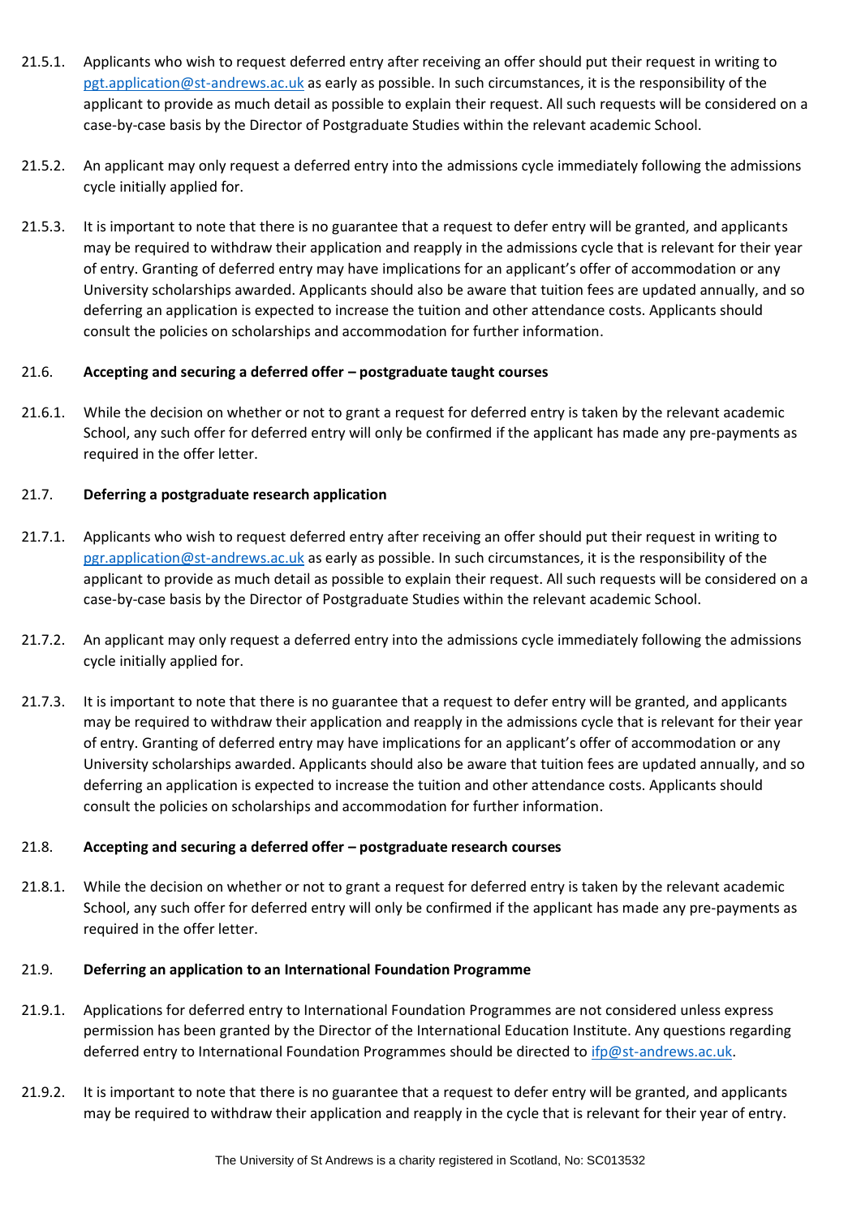21.5.1. Applicants who wish to request deferred entry after receiving an offer should put their request in writing to pgt.application@st-andrews.ac.uk as early as possible. In such circumstances, it is the responsibility of the applicant to provide as much detail as possible to explain their request. All such requests will be considered on a case-by-case basis by the Director of Postgraduate Studies within the relevant academic School.

21.5.2. An applicant may only request a deferred entry into the admissions cycle immediately following the admissions cycle initially applied for.

21.5.3. It is important to note that there is no guarantee that a request to defer entry will be granted, and applicants may be required to withdraw their application and reapply in the admissions cycle that is relevant for their year of entry. Granting of deferred entry may have implications for an applicant's offer of accommodation or any University scholarships awarded. Applicants should also be aware that tuition fees are updated annually, and so deferring an application is expected to increase the tuition and other attendance costs. Applicants should consult the policies on scholarships and accommodation for further information.

### 21.6. Accepting and securing a deferred offer – postgraduate taught courses

21.6.1. While the decision on whether or not to grant a request for deferred entry is taken by the relevant academic School, any such offer for deferred entry will only be confirmed if the applicant has made any pre-payments as required in the offer letter.

### 21.7. Deferring a postgraduate research application

21.7.1. Applicants who wish to request deferred entry after receiving an offer should put their request in writing to pgr.application@st-andrews.ac.uk as early as possible. In such circumstances, it is the responsibility of the applicant to provide as much detail as possible to explain their request. All such requests will be considered on a case-by-case basis by the Director of Postgraduate Studies within the relevant academic School.

21.7.2. An applicant may only request a deferred entry into the admissions cycle immediately following the admissions cycle initially applied for.

21.7.3. It is important to note that there is no guarantee that a request to defer entry will be granted, and applicants may be required to withdraw their application and reapply in the admissions cycle that is relevant for their year of entry. Granting of deferred entry may have implications for an applicant's offer of accommodation or any University scholarships awarded. Applicants should also be aware that tuition fees are updated annually, and so deferring an application is expected to increase the tuition and other attendance costs. Applicants should consult the policies on scholarships and accommodation for further information.

### 21.8. Accepting and securing a deferred offer – postgraduate research courses

21.8.1. While the decision on whether or not to grant a request for deferred entry is taken by the relevant academic School, any such offer for deferred entry will only be confirmed if the applicant has made any pre-payments as required in the offer letter.

### 21.9. Deferring an application to an International Foundation Programme

21.9.1. Applications for deferred entry to International Foundation Programmes are not considered unless express permission has been granted by the Director of the International Education Institute. Any questions regarding deferred entry to International Foundation Programmes should be directed to ifp@st-andrews.ac.uk.

21.9.2. It is important to note that there is no guarantee that a request to defer entry will be granted, and applicants may be required to withdraw their application and reapply in the cycle that is relevant for their year of entry.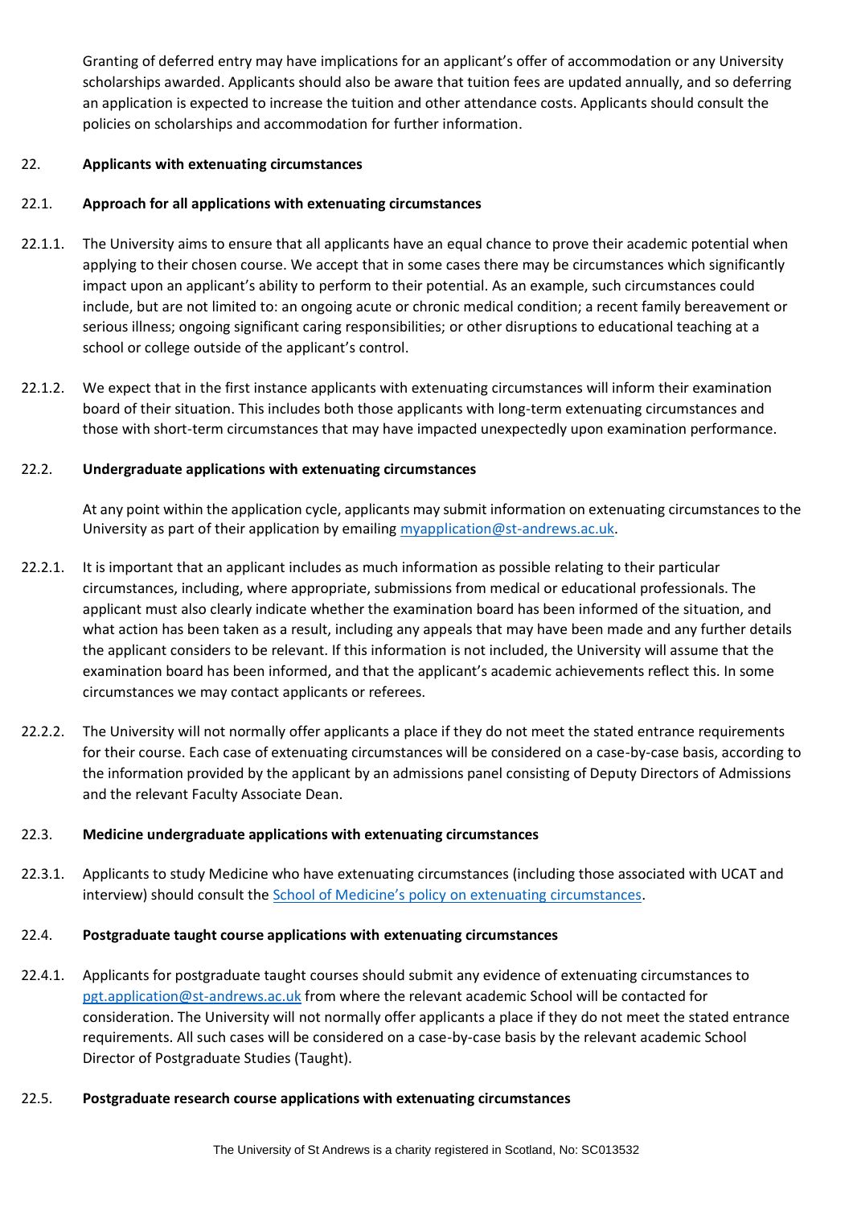Granting of deferred entry may have implications for an applicant's offer of accommodation or any University scholarships awarded. Applicants should also be aware that tuition fees are updated annually, and so deferring an application is expected to increase the tuition and other attendance costs. Applicants should consult the policies on scholarships and accommodation for further information.

## 22. Applicants with extenuating circumstances

### 22.1. Approach for all applications with extenuating circumstances

22.1.1. The University aims to ensure that all applicants have an equal chance to prove their academic potential when applying to their chosen course. We accept that in some cases there may be circumstances which significantly impact upon an applicant's ability to perform to their potential. As an example, such circumstances could include, but are not limited to: an ongoing acute or chronic medical condition; a recent family bereavement or serious illness; ongoing significant caring responsibilities; or other disruptions to educational teaching at a school or college outside of the applicant's control.

22.1.2. We expect that in the first instance applicants with extenuating circumstances will inform their examination board of their situation. This includes both those applicants with long-term extenuating circumstances and those with short-term circumstances that may have impacted unexpectedly upon examination performance.

### 22.2. Undergraduate applications with extenuating circumstances

At any point within the application cycle, applicants may submit information on extenuating circumstances to the University as part of their application by emailing [myapplication@st-andrews.ac.uk](mailto:myapplication@st-andrews.ac.uk).

22.2.1. It is important that an applicant includes as much information as possible relating to their particular circumstances, including, where appropriate, submissions from medical or educational professionals. The applicant must also clearly indicate whether the examination board has been informed of the situation, and what action has been taken as a result, including any appeals that may have been made and any further details the applicant considers to be relevant. If this information is not included, the University will assume that the examination board has been informed, and that the applicant's academic achievements reflect this. In some circumstances we may contact applicants or referees.

22.2.2. The University will not normally offer applicants a place if they do not meet the stated entrance requirements for their course. Each case of extenuating circumstances will be considered on a case-by-case basis, according to the information provided by the applicant by an admissions panel consisting of Deputy Directors of Admissions and the relevant Faculty Associate Dean.

### 22.3. Medicine undergraduate applications with extenuating circumstances

22.3.1. Applicants to study Medicine who have extenuating circumstances (including those associated with UCAT and interview) should consult the School of Medicine's policy on extenuating circumstances.

### 22.4. Postgraduate taught course applications with extenuating circumstances

22.4.1. Applicants for postgraduate taught courses should submit any evidence of extenuating circumstances to [pgt.application@st-andrews.ac.uk](mailto:pgt.application@st-andrews.ac.uk) from where the relevant academic School will be contacted for consideration. The University will not normally offer applicants a place if they do not meet the stated entrance requirements. All such cases will be considered on a case-by-case basis by the relevant academic School Director of Postgraduate Studies (Taught).

### 22.5. Postgraduate research course applications with extenuating circumstances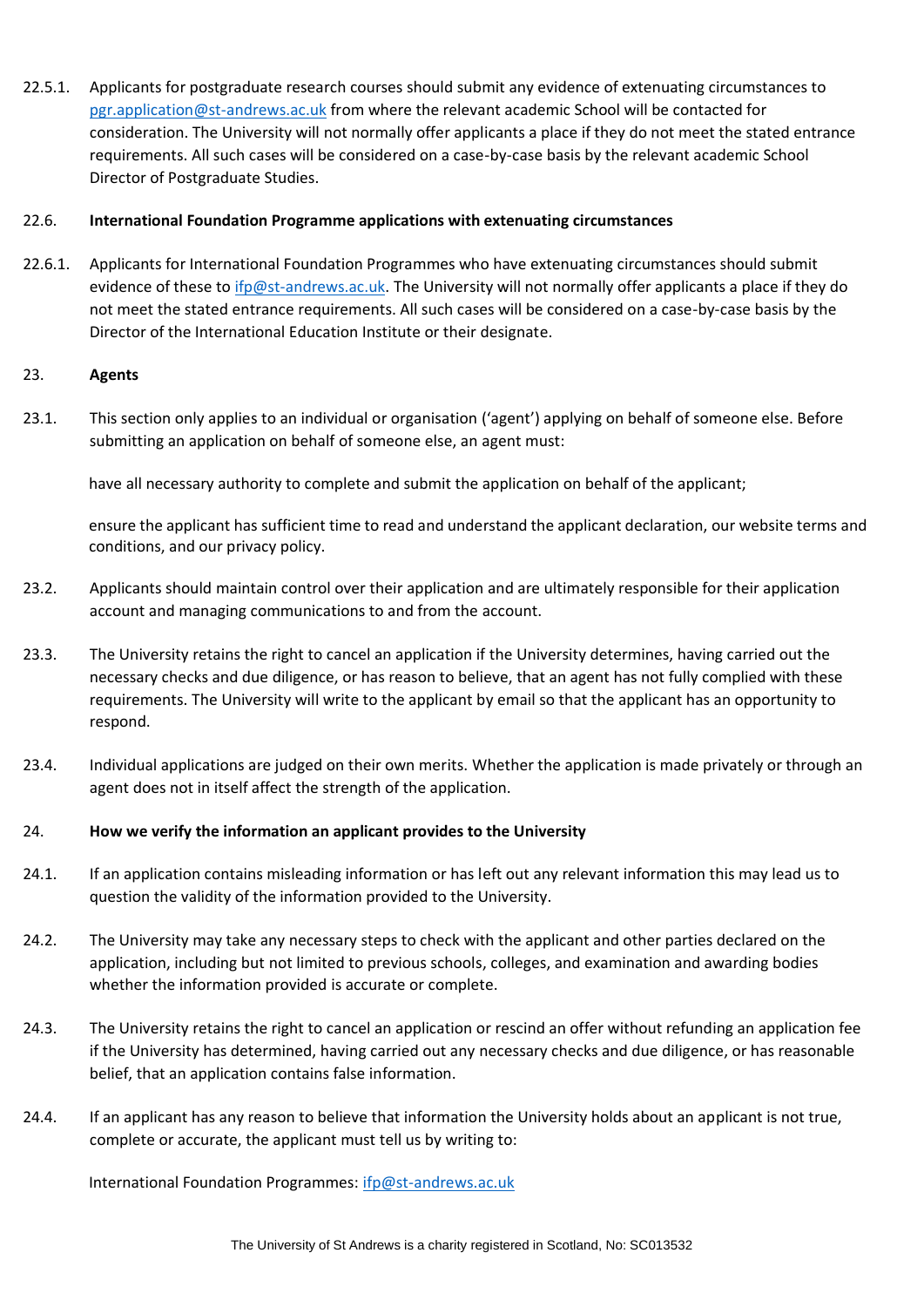22.5.1. Applicants for postgraduate research courses should submit any evidence of extenuating circumstances to pgr.application@st-andrews.ac.uk from where the relevant academic School will be contacted for consideration. The University will not normally offer applicants a place if they do not meet the stated entrance requirements. All such cases will be considered on a case-by-case basis by the relevant academic School Director of Postgraduate Studies.

22.6. **International Foundation Programme applications with extenuating circumstances**

22.6.1. Applicants for International Foundation Programmes who have extenuating circumstances should submit evidence of these to ifp@st-andrews.ac.uk. The University will not normally offer applicants a place if they do not meet the stated entrance requirements. All such cases will be considered on a case-by-case basis by the Director of the International Education Institute or their designate.

## 23. Agents

23.1. This section only applies to an individual or organisation ('agent') applying on behalf of someone else. Before submitting an application on behalf of someone else, an agent must:

have all necessary authority to complete and submit the application on behalf of the applicant;

ensure the applicant has sufficient time to read and understand the applicant declaration, our website terms and conditions, and our privacy policy.

23.2. Applicants should maintain control over their application and are ultimately responsible for their application account and managing communications to and from the account.

23.3. The University retains the right to cancel an application if the University determines, having carried out the necessary checks and due diligence, or has reason to believe, that an agent has not fully complied with these requirements. The University will write to the applicant by email so that the applicant has an opportunity to respond.

23.4. Individual applications are judged on their own merits. Whether the application is made privately or through an agent does not in itself affect the strength of the application.

## 24. How we verify the information an applicant provides to the University

24.1. If an application contains misleading information or has left out any relevant information this may lead us to question the validity of the information provided to the University.

24.2. The University may take any necessary steps to check with the applicant and other parties declared on the application, including but not limited to previous schools, colleges, and examination and awarding bodies whether the information provided is accurate or complete.

24.3. The University retains the right to cancel an application or rescind an offer without refunding an application fee if the University has determined, having carried out any necessary checks and due diligence, or has reasonable belief, that an application contains false information.

24.4. If an applicant has any reason to believe that information the University holds about an applicant is not true, complete or accurate, the applicant must tell us by writing to:

International Foundation Programmes: ifp@st-andrews.ac.uk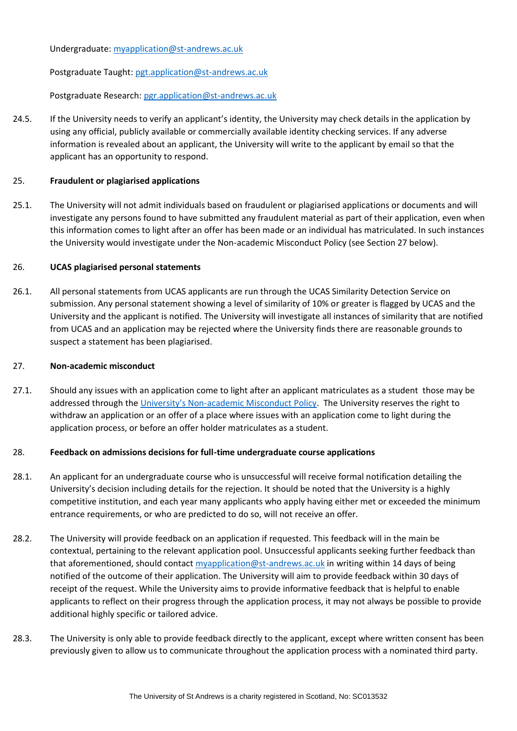Undergraduate: [myapplication@st-andrews.ac.uk](mailto:myapplication@st-andrews.ac.uk)

Postgraduate Taught: [pgt.application@st-andrews.ac.uk](mailto:pgt.application@st-andrews.ac.uk)

Postgraduate Research: [pgr.application@st-andrews.ac.uk](mailto:pgr.application@st-andrews.ac.uk)

24.5. If the University needs to verify an applicant's identity, the University may check details in the application by using any official, publicly available or commercially available identity checking services. If any adverse information is revealed about an applicant, the University will write to the applicant by email so that the applicant has an opportunity to respond.

## 25. Fraudulent or plagiarised applications

25.1. The University will not admit individuals based on fraudulent or plagiarised applications or documents and will investigate any persons found to have submitted any fraudulent material as part of their application, even when this information comes to light after an offer has been made or an individual has matriculated. In such instances the University would investigate under the Non-academic Misconduct Policy (see Section 27 below).

## 26. UCAS plagiarised personal statements

26.1. All personal statements from UCAS applicants are run through the UCAS Similarity Detection Service on submission. Any personal statement showing a level of similarity of 10% or greater is flagged by UCAS and the University and the applicant is notified. The University will investigate all instances of similarity that are notified from UCAS and an application may be rejected where the University finds there are reasonable grounds to suspect a statement has been plagiarised.

## 27. Non-academic misconduct

27.1. Should any issues with an application come to light after an applicant matriculates as a student those may be addressed through the [University's Non-academic Misconduct Policy](). The University reserves the right to withdraw an application or an offer of a place where issues with an application come to light during the application process, or before an offer holder matriculates as a student.

## 28. Feedback on admissions decisions for full-time undergraduate course applications

28.1. An applicant for an undergraduate course who is unsuccessful will receive formal notification detailing the University's decision including details for the rejection. It should be noted that the University is a highly competitive institution, and each year many applicants who apply having either met or exceeded the minimum entrance requirements, or who are predicted to do so, will not receive an offer.

28.2. The University will provide feedback on an application if requested. This feedback will in the main be contextual, pertaining to the relevant application pool. Unsuccessful applicants seeking further feedback than that aforementioned, should contact [myapplication@st-andrews.ac.uk](mailto:myapplication@st-andrews.ac.uk) in writing within 14 days of being notified of the outcome of their application. The University will aim to provide feedback within 30 days of receipt of the request. While the University aims to provide informative feedback that is helpful to enable applicants to reflect on their progress through the application process, it may not always be possible to provide additional highly specific or tailored advice.

28.3. The University is only able to provide feedback directly to the applicant, except where written consent has been previously given to allow us to communicate throughout the application process with a nominated third party.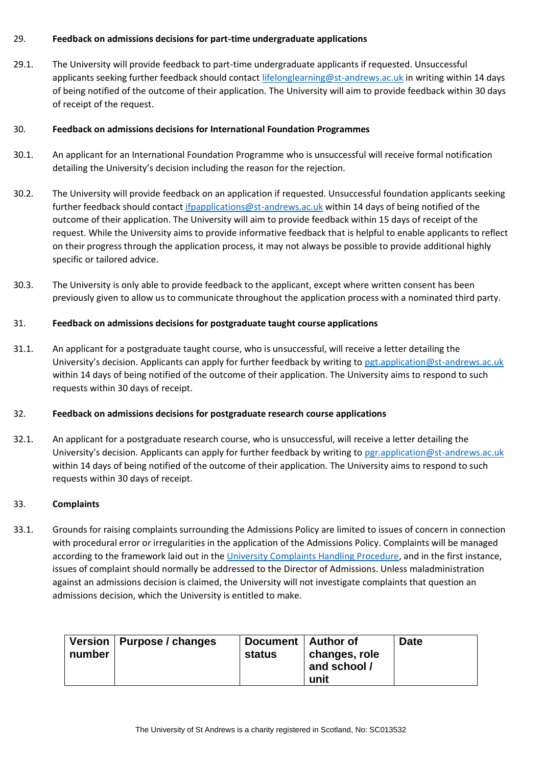## 29. Feedback on admissions decisions for part-time undergraduate applications

29.1. The University will provide feedback to part-time undergraduate applicants if requested. Unsuccessful applicants seeking further feedback should contact lifelonglearning@st-andrews.ac.uk in writing within 14 days of being notified of the outcome of their application. The University will aim to provide feedback within 30 days of receipt of the request.

## 30. Feedback on admissions decisions for International Foundation Programmes

30.1. An applicant for an International Foundation Programme who is unsuccessful will receive formal notification detailing the University's decision including the reason for the rejection.

30.2. The University will provide feedback on an application if requested. Unsuccessful foundation applicants seeking further feedback should contact ifpapplications@st-andrews.ac.uk within 14 days of being notified of the outcome of their application. The University will aim to provide feedback within 15 days of receipt of the request. While the University aims to provide informative feedback that is helpful to enable applicants to reflect on their progress through the application process, it may not always be possible to provide additional highly specific or tailored advice.

30.3. The University is only able to provide feedback to the applicant, except where written consent has been previously given to allow us to communicate throughout the application process with a nominated third party.

## 31. Feedback on admissions decisions for postgraduate taught course applications

31.1. An applicant for a postgraduate taught course, who is unsuccessful, will receive a letter detailing the University's decision. Applicants can apply for further feedback by writing to pgt.application@st-andrews.ac.uk within 14 days of being notified of the outcome of their application. The University aims to respond to such requests within 30 days of receipt.

## 32. Feedback on admissions decisions for postgraduate research course applications

32.1. An applicant for a postgraduate research course, who is unsuccessful, will receive a letter detailing the University's decision. Applicants can apply for further feedback by writing to pgr.application@st-andrews.ac.uk within 14 days of being notified of the outcome of their application. The University aims to respond to such requests within 30 days of receipt.

## 33. Complaints

33.1. Grounds for raising complaints surrounding the Admissions Policy are limited to issues of concern in connection with procedural error or irregularities in the application of the Admissions Policy. Complaints will be managed according to the framework laid out in the University Complaints Handling Procedure, and in the first instance, issues of complaint should normally be addressed to the Director of Admissions. Unless maladministration against an admissions decision is claimed, the University will not investigate complaints that question an admissions decision, which the University is entitled to make.

| Version number | Purpose / changes | Document status | Author of changes, role and school / unit | Date |
|---|---|---|---|---|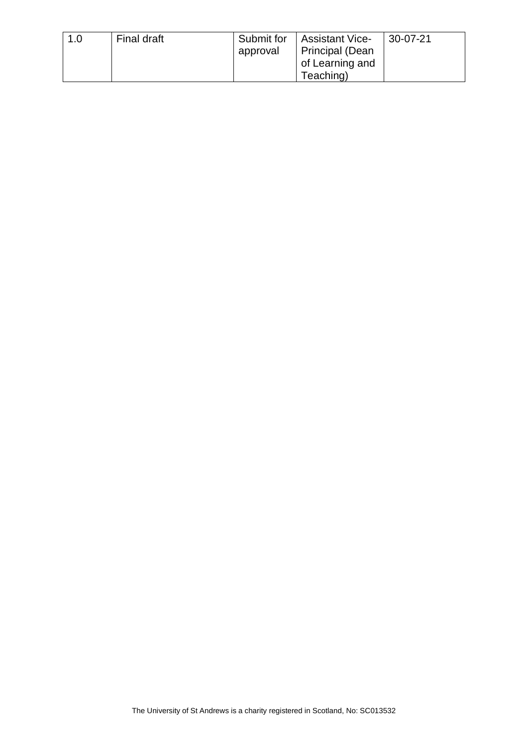| | | | | |
|---|---|---|---|---|
| 1.0 | Final draft | Submit for approval | Assistant Vice-Principal (Dean of Learning and Teaching) | 30-07-21 |

The University of St Andrews is a charity registered in Scotland, No: SC013532